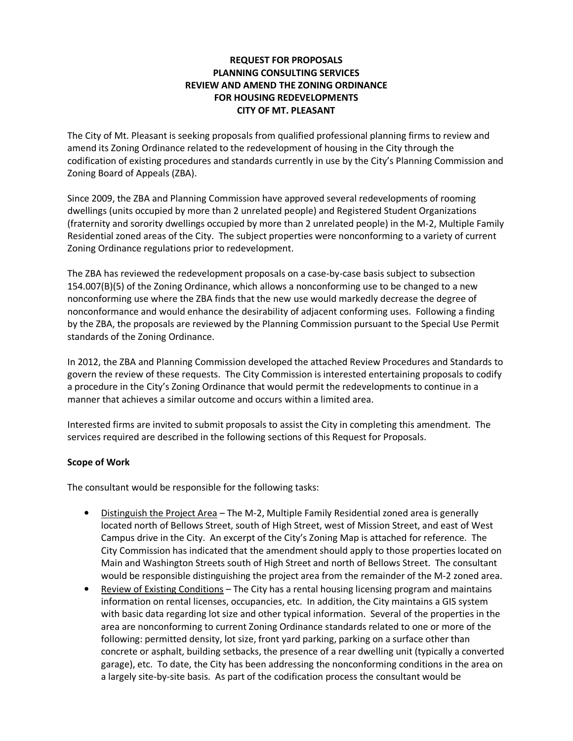# REQUEST FOR PROPOSALS
# PLANNING CONSULTING SERVICES
# REVIEW AND AMEND THE ZONING ORDINANCE
# FOR HOUSING REDEVELOPMENTS
# CITY OF MT. PLEASANT

The City of Mt. Pleasant is seeking proposals from qualified professional planning firms to review and amend its Zoning Ordinance related to the redevelopment of housing in the City through the codification of existing procedures and standards currently in use by the City's Planning Commission and Zoning Board of Appeals (ZBA).

Since 2009, the ZBA and Planning Commission have approved several redevelopments of rooming dwellings (units occupied by more than 2 unrelated people) and Registered Student Organizations (fraternity and sorority dwellings occupied by more than 2 unrelated people) in the M-2, Multiple Family Residential zoned areas of the City. The subject properties were nonconforming to a variety of current Zoning Ordinance regulations prior to redevelopment.

The ZBA has reviewed the redevelopment proposals on a case-by-case basis subject to subsection 154.007(B)(5) of the Zoning Ordinance, which allows a nonconforming use to be changed to a new nonconforming use where the ZBA finds that the new use would markedly decrease the degree of nonconformance and would enhance the desirability of adjacent conforming uses. Following a finding by the ZBA, the proposals are reviewed by the Planning Commission pursuant to the Special Use Permit standards of the Zoning Ordinance.

In 2012, the ZBA and Planning Commission developed the attached Review Procedures and Standards to govern the review of these requests. The City Commission is interested entertaining proposals to codify a procedure in the City's Zoning Ordinance that would permit the redevelopments to continue in a manner that achieves a similar outcome and occurs within a limited area.

Interested firms are invited to submit proposals to assist the City in completing this amendment. The services required are described in the following sections of this Request for Proposals.

**Scope of Work**

The consultant would be responsible for the following tasks:

- Distinguish the Project Area – The M-2, Multiple Family Residential zoned area is generally located north of Bellows Street, south of High Street, west of Mission Street, and east of West Campus drive in the City. An excerpt of the City's Zoning Map is attached for reference. The City Commission has indicated that the amendment should apply to those properties located on Main and Washington Streets south of High Street and north of Bellows Street. The consultant would be responsible distinguishing the project area from the remainder of the M-2 zoned area.
- Review of Existing Conditions – The City has a rental housing licensing program and maintains information on rental licenses, occupancies, etc. In addition, the City maintains a GIS system with basic data regarding lot size and other typical information. Several of the properties in the area are nonconforming to current Zoning Ordinance standards related to one or more of the following: permitted density, lot size, front yard parking, parking on a surface other than concrete or asphalt, building setbacks, the presence of a rear dwelling unit (typically a converted garage), etc. To date, the City has been addressing the nonconforming conditions in the area on a largely site-by-site basis. As part of the codification process the consultant would be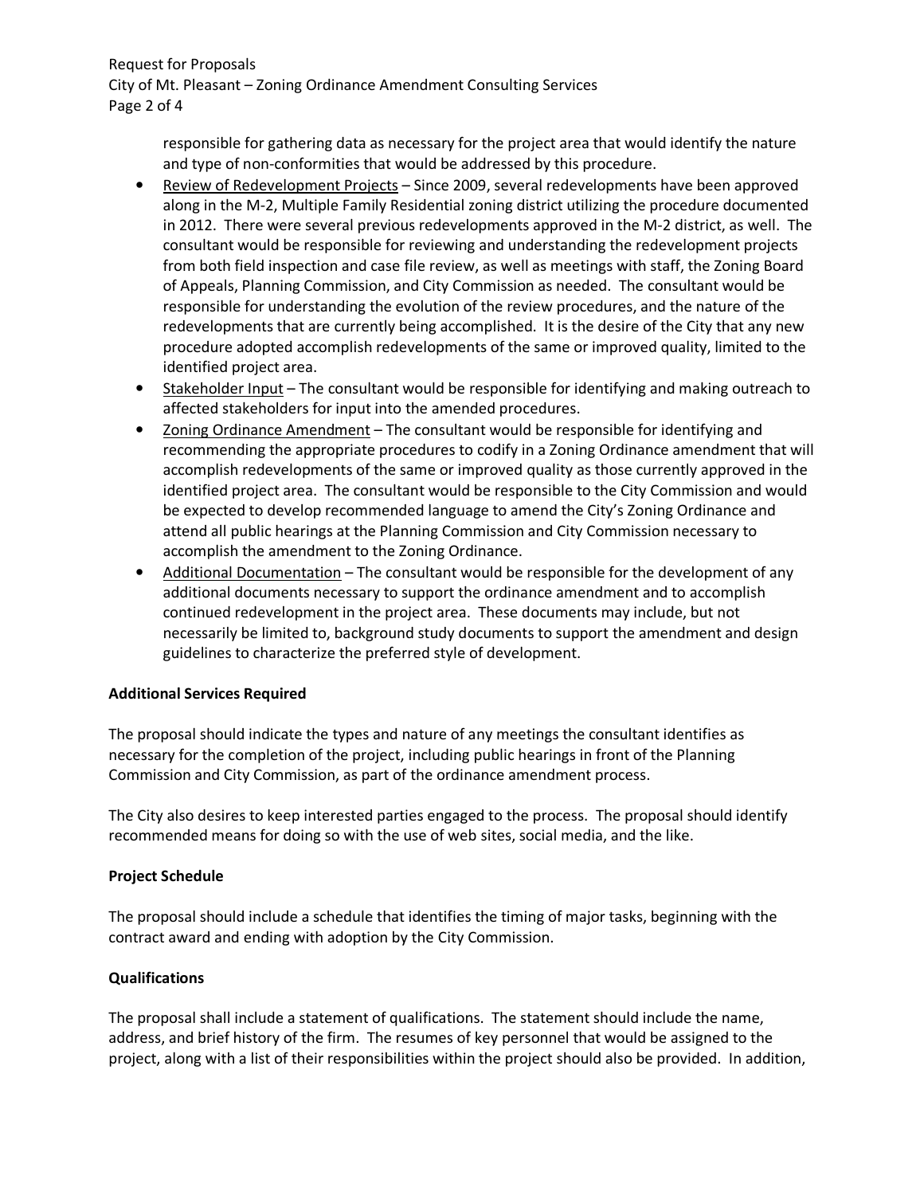responsible for gathering data as necessary for the project area that would identify the nature and type of non-conformities that would be addressed by this procedure.

- Review of Redevelopment Projects – Since 2009, several redevelopments have been approved along in the M-2, Multiple Family Residential zoning district utilizing the procedure documented in 2012. There were several previous redevelopments approved in the M-2 district, as well. The consultant would be responsible for reviewing and understanding the redevelopment projects from both field inspection and case file review, as well as meetings with staff, the Zoning Board of Appeals, Planning Commission, and City Commission as needed. The consultant would be responsible for understanding the evolution of the review procedures, and the nature of the redevelopments that are currently being accomplished. It is the desire of the City that any new procedure adopted accomplish redevelopments of the same or improved quality, limited to the identified project area.
- Stakeholder Input – The consultant would be responsible for identifying and making outreach to affected stakeholders for input into the amended procedures.
- Zoning Ordinance Amendment – The consultant would be responsible for identifying and recommending the appropriate procedures to codify in a Zoning Ordinance amendment that will accomplish redevelopments of the same or improved quality as those currently approved in the identified project area. The consultant would be responsible to the City Commission and would be expected to develop recommended language to amend the City's Zoning Ordinance and attend all public hearings at the Planning Commission and City Commission necessary to accomplish the amendment to the Zoning Ordinance.
- Additional Documentation – The consultant would be responsible for the development of any additional documents necessary to support the ordinance amendment and to accomplish continued redevelopment in the project area. These documents may include, but not necessarily be limited to, background study documents to support the amendment and design guidelines to characterize the preferred style of development.

**Additional Services Required**

The proposal should indicate the types and nature of any meetings the consultant identifies as necessary for the completion of the project, including public hearings in front of the Planning Commission and City Commission, as part of the ordinance amendment process.

The City also desires to keep interested parties engaged to the process. The proposal should identify recommended means for doing so with the use of web sites, social media, and the like.

**Project Schedule**

The proposal should include a schedule that identifies the timing of major tasks, beginning with the contract award and ending with adoption by the City Commission.

**Qualifications**

The proposal shall include a statement of qualifications. The statement should include the name, address, and brief history of the firm. The resumes of key personnel that would be assigned to the project, along with a list of their responsibilities within the project should also be provided. In addition,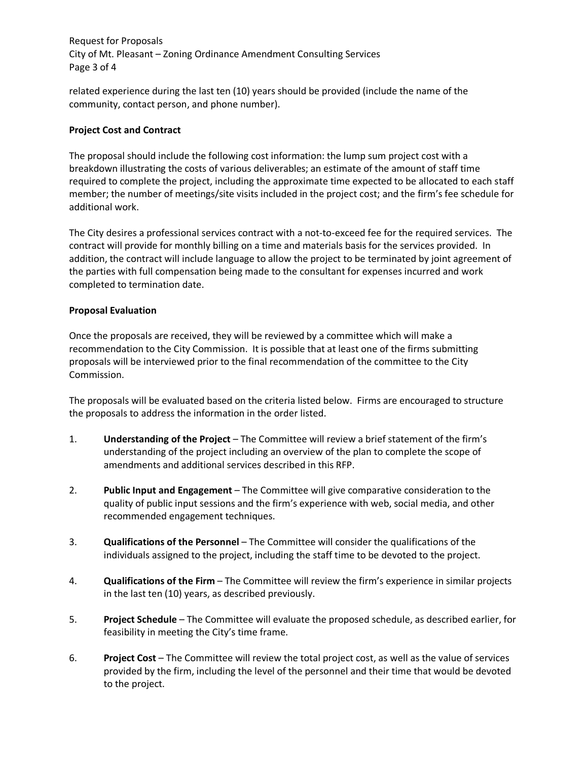related experience during the last ten (10) years should be provided (include the name of the community, contact person, and phone number).

**Project Cost and Contract**

The proposal should include the following cost information: the lump sum project cost with a breakdown illustrating the costs of various deliverables; an estimate of the amount of staff time required to complete the project, including the approximate time expected to be allocated to each staff member; the number of meetings/site visits included in the project cost; and the firm's fee schedule for additional work.

The City desires a professional services contract with a not-to-exceed fee for the required services. The contract will provide for monthly billing on a time and materials basis for the services provided. In addition, the contract will include language to allow the project to be terminated by joint agreement of the parties with full compensation being made to the consultant for expenses incurred and work completed to termination date.

**Proposal Evaluation**

Once the proposals are received, they will be reviewed by a committee which will make a recommendation to the City Commission. It is possible that at least one of the firms submitting proposals will be interviewed prior to the final recommendation of the committee to the City Commission.

The proposals will be evaluated based on the criteria listed below. Firms are encouraged to structure the proposals to address the information in the order listed.

1. **Understanding of the Project** – The Committee will review a brief statement of the firm's understanding of the project including an overview of the plan to complete the scope of amendments and additional services described in this RFP.

2. **Public Input and Engagement** – The Committee will give comparative consideration to the quality of public input sessions and the firm's experience with web, social media, and other recommended engagement techniques.

3. **Qualifications of the Personnel** – The Committee will consider the qualifications of the individuals assigned to the project, including the staff time to be devoted to the project.

4. **Qualifications of the Firm** – The Committee will review the firm's experience in similar projects in the last ten (10) years, as described previously.

5. **Project Schedule** – The Committee will evaluate the proposed schedule, as described earlier, for feasibility in meeting the City's time frame.

6. **Project Cost** – The Committee will review the total project cost, as well as the value of services provided by the firm, including the level of the personnel and their time that would be devoted to the project.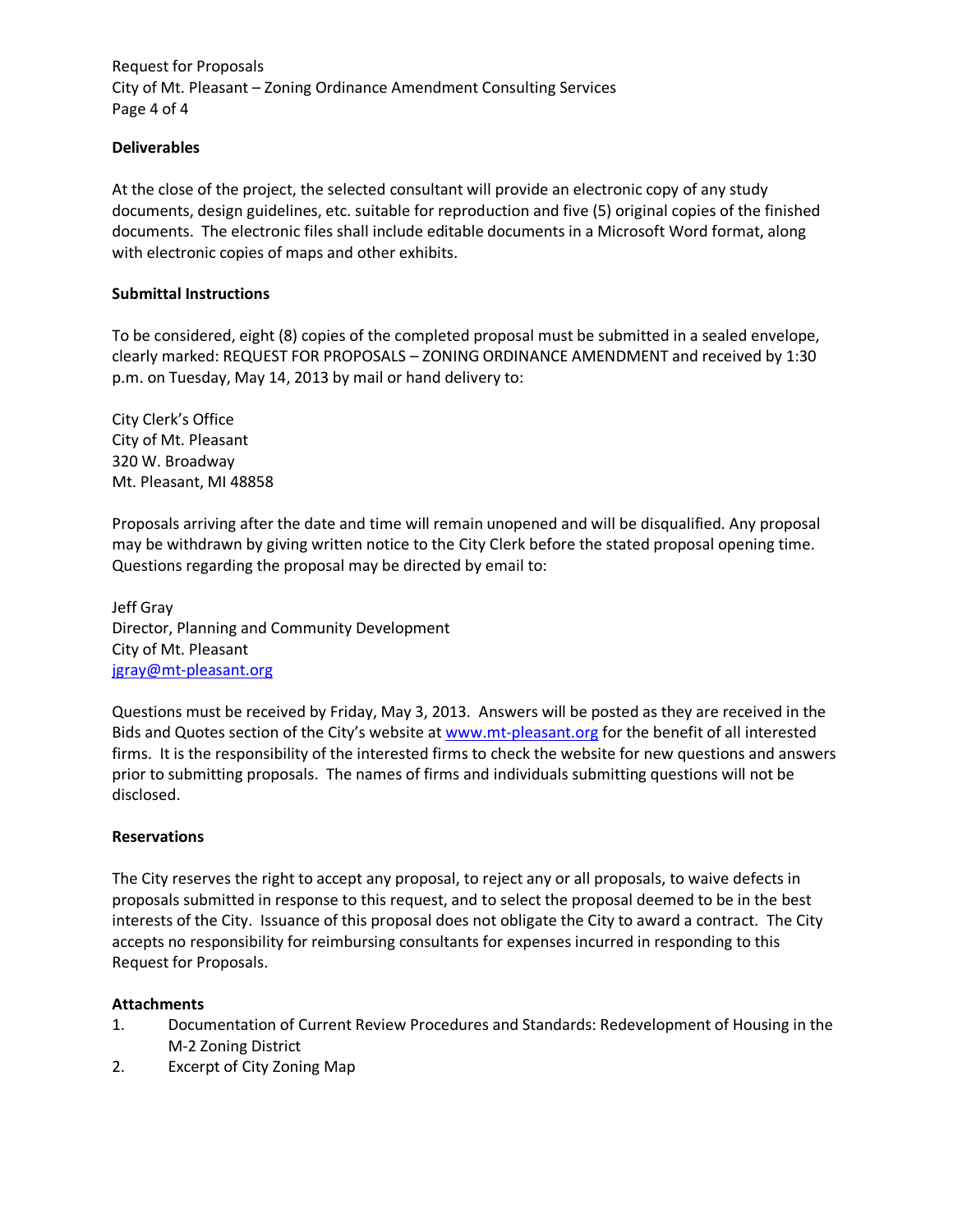**Deliverables**

At the close of the project, the selected consultant will provide an electronic copy of any study documents, design guidelines, etc. suitable for reproduction and five (5) original copies of the finished documents. The electronic files shall include editable documents in a Microsoft Word format, along with electronic copies of maps and other exhibits.

**Submittal Instructions**

To be considered, eight (8) copies of the completed proposal must be submitted in a sealed envelope, clearly marked: REQUEST FOR PROPOSALS – ZONING ORDINANCE AMENDMENT and received by 1:30 p.m. on Tuesday, May 14, 2013 by mail or hand delivery to:

City Clerk's Office
City of Mt. Pleasant
320 W. Broadway
Mt. Pleasant, MI 48858

Proposals arriving after the date and time will remain unopened and will be disqualified. Any proposal may be withdrawn by giving written notice to the City Clerk before the stated proposal opening time. Questions regarding the proposal may be directed by email to:

Jeff Gray
Director, Planning and Community Development
City of Mt. Pleasant
jgray@mt-pleasant.org

Questions must be received by Friday, May 3, 2013. Answers will be posted as they are received in the Bids and Quotes section of the City's website at www.mt-pleasant.org for the benefit of all interested firms. It is the responsibility of the interested firms to check the website for new questions and answers prior to submitting proposals. The names of firms and individuals submitting questions will not be disclosed.

**Reservations**

The City reserves the right to accept any proposal, to reject any or all proposals, to waive defects in proposals submitted in response to this request, and to select the proposal deemed to be in the best interests of the City. Issuance of this proposal does not obligate the City to award a contract. The City accepts no responsibility for reimbursing consultants for expenses incurred in responding to this Request for Proposals.

**Attachments**

1. Documentation of Current Review Procedures and Standards: Redevelopment of Housing in the M-2 Zoning District
2. Excerpt of City Zoning Map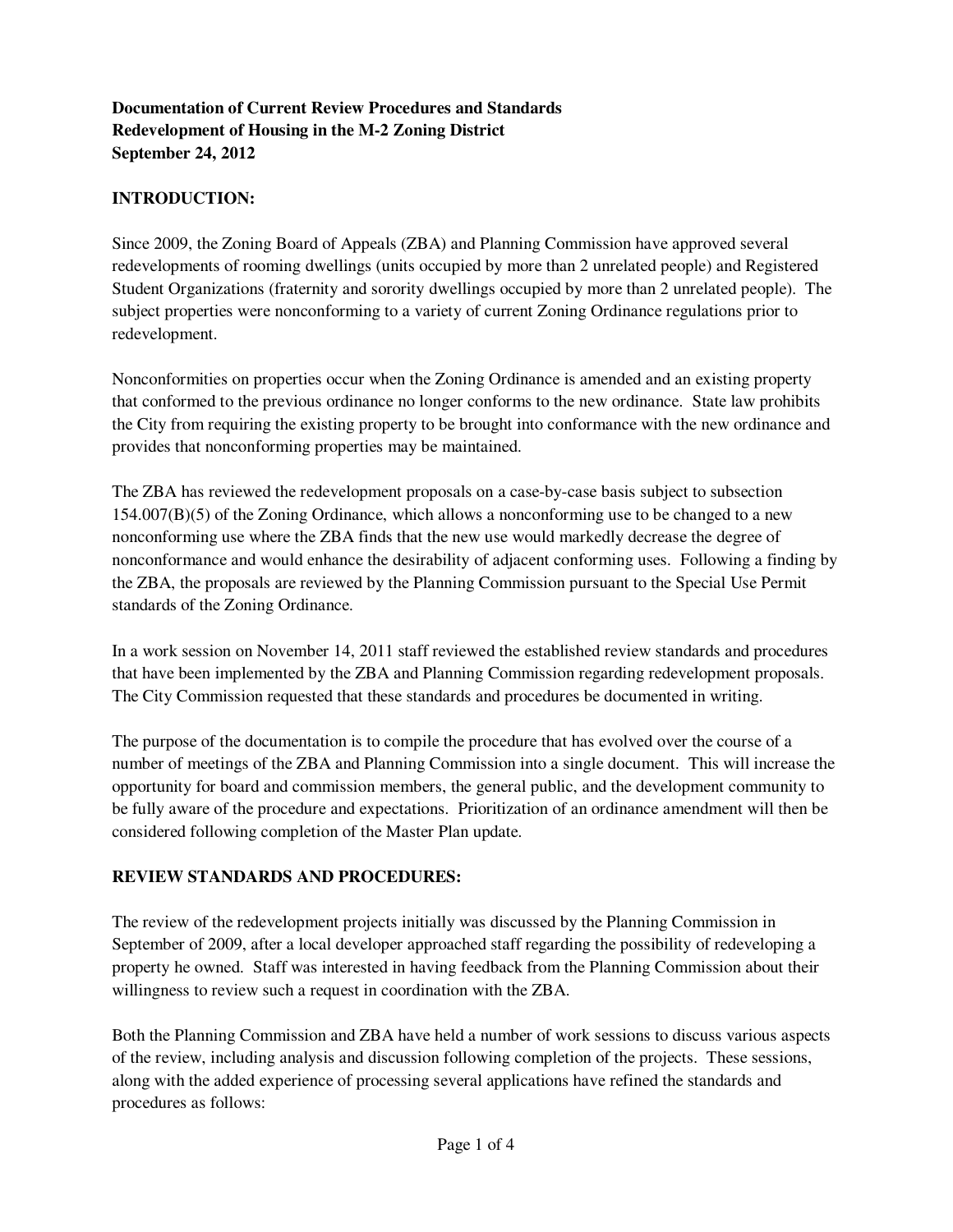**Documentation of Current Review Procedures and Standards**
**Redevelopment of Housing in the M-2 Zoning District**
**September 24, 2012**

## INTRODUCTION:

Since 2009, the Zoning Board of Appeals (ZBA) and Planning Commission have approved several redevelopments of rooming dwellings (units occupied by more than 2 unrelated people) and Registered Student Organizations (fraternity and sorority dwellings occupied by more than 2 unrelated people). The subject properties were nonconforming to a variety of current Zoning Ordinance regulations prior to redevelopment.

Nonconformities on properties occur when the Zoning Ordinance is amended and an existing property that conformed to the previous ordinance no longer conforms to the new ordinance. State law prohibits the City from requiring the existing property to be brought into conformance with the new ordinance and provides that nonconforming properties may be maintained.

The ZBA has reviewed the redevelopment proposals on a case-by-case basis subject to subsection 154.007(B)(5) of the Zoning Ordinance, which allows a nonconforming use to be changed to a new nonconforming use where the ZBA finds that the new use would markedly decrease the degree of nonconformance and would enhance the desirability of adjacent conforming uses. Following a finding by the ZBA, the proposals are reviewed by the Planning Commission pursuant to the Special Use Permit standards of the Zoning Ordinance.

In a work session on November 14, 2011 staff reviewed the established review standards and procedures that have been implemented by the ZBA and Planning Commission regarding redevelopment proposals. The City Commission requested that these standards and procedures be documented in writing.

The purpose of the documentation is to compile the procedure that has evolved over the course of a number of meetings of the ZBA and Planning Commission into a single document. This will increase the opportunity for board and commission members, the general public, and the development community to be fully aware of the procedure and expectations. Prioritization of an ordinance amendment will then be considered following completion of the Master Plan update.

## REVIEW STANDARDS AND PROCEDURES:

The review of the redevelopment projects initially was discussed by the Planning Commission in September of 2009, after a local developer approached staff regarding the possibility of redeveloping a property he owned. Staff was interested in having feedback from the Planning Commission about their willingness to review such a request in coordination with the ZBA.

Both the Planning Commission and ZBA have held a number of work sessions to discuss various aspects of the review, including analysis and discussion following completion of the projects. These sessions, along with the added experience of processing several applications have refined the standards and procedures as follows: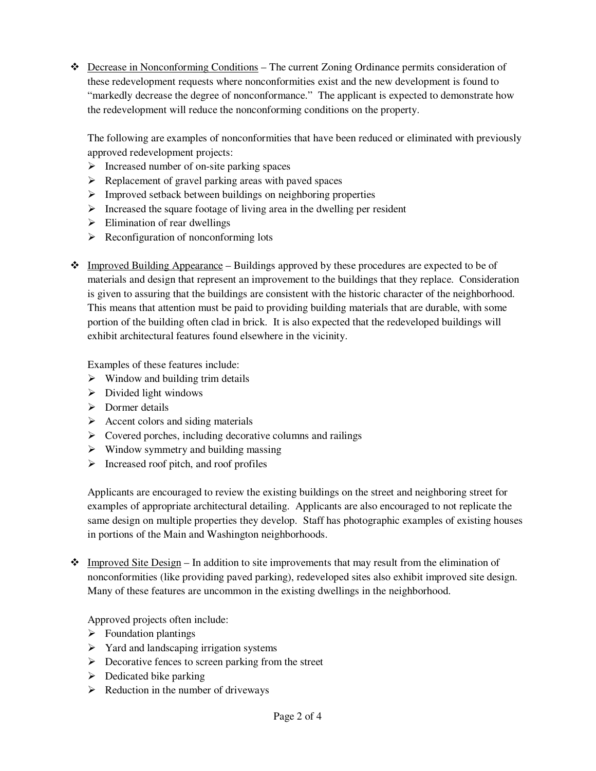- <u>Decrease in Nonconforming Conditions</u> – The current Zoning Ordinance permits consideration of these redevelopment requests where nonconformities exist and the new development is found to "markedly decrease the degree of nonconformance." The applicant is expected to demonstrate how the redevelopment will reduce the nonconforming conditions on the property.

  The following are examples of nonconformities that have been reduced or eliminated with previously approved redevelopment projects:
  - Increased number of on-site parking spaces
  - Replacement of gravel parking areas with paved spaces
  - Improved setback between buildings on neighboring properties
  - Increased the square footage of living area in the dwelling per resident
  - Elimination of rear dwellings
  - Reconfiguration of nonconforming lots

- <u>Improved Building Appearance</u> – Buildings approved by these procedures are expected to be of materials and design that represent an improvement to the buildings that they replace. Consideration is given to assuring that the buildings are consistent with the historic character of the neighborhood. This means that attention must be paid to providing building materials that are durable, with some portion of the building often clad in brick. It is also expected that the redeveloped buildings will exhibit architectural features found elsewhere in the vicinity.

  Examples of these features include:
  - Window and building trim details
  - Divided light windows
  - Dormer details
  - Accent colors and siding materials
  - Covered porches, including decorative columns and railings
  - Window symmetry and building massing
  - Increased roof pitch, and roof profiles

  Applicants are encouraged to review the existing buildings on the street and neighboring street for examples of appropriate architectural detailing. Applicants are also encouraged to not replicate the same design on multiple properties they develop. Staff has photographic examples of existing houses in portions of the Main and Washington neighborhoods.

- <u>Improved Site Design</u> – In addition to site improvements that may result from the elimination of nonconformities (like providing paved parking), redeveloped sites also exhibit improved site design. Many of these features are uncommon in the existing dwellings in the neighborhood.

  Approved projects often include:
  - Foundation plantings
  - Yard and landscaping irrigation systems
  - Decorative fences to screen parking from the street
  - Dedicated bike parking
  - Reduction in the number of driveways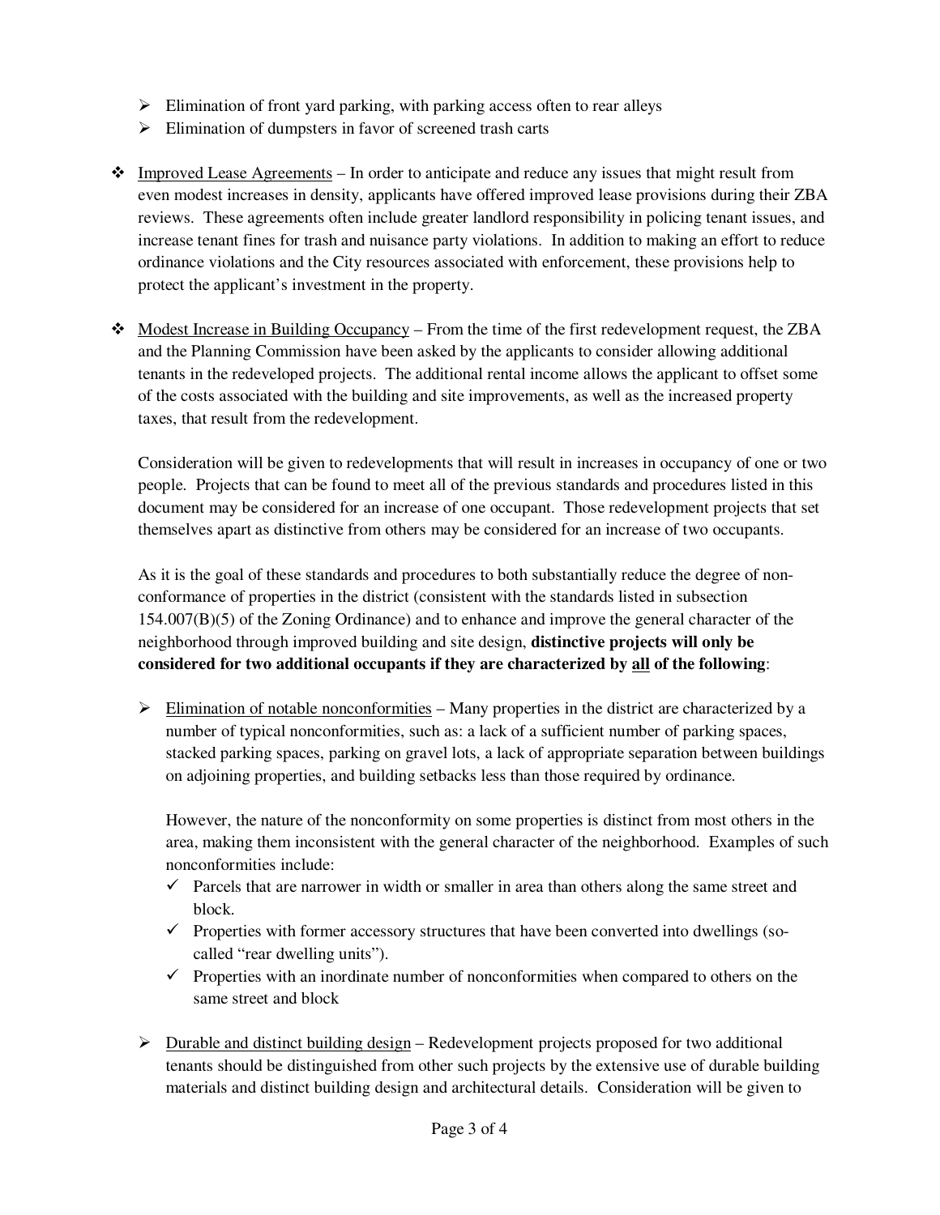- Elimination of front yard parking, with parking access often to rear alleys
- Elimination of dumpsters in favor of screened trash carts

- Improved Lease Agreements – In order to anticipate and reduce any issues that might result from even modest increases in density, applicants have offered improved lease provisions during their ZBA reviews. These agreements often include greater landlord responsibility in policing tenant issues, and increase tenant fines for trash and nuisance party violations. In addition to making an effort to reduce ordinance violations and the City resources associated with enforcement, these provisions help to protect the applicant's investment in the property.

- Modest Increase in Building Occupancy – From the time of the first redevelopment request, the ZBA and the Planning Commission have been asked by the applicants to consider allowing additional tenants in the redeveloped projects. The additional rental income allows the applicant to offset some of the costs associated with the building and site improvements, as well as the increased property taxes, that result from the redevelopment.

  Consideration will be given to redevelopments that will result in increases in occupancy of one or two people. Projects that can be found to meet all of the previous standards and procedures listed in this document may be considered for an increase of one occupant. Those redevelopment projects that set themselves apart as distinctive from others may be considered for an increase of two occupants.

  As it is the goal of these standards and procedures to both substantially reduce the degree of non-conformance of properties in the district (consistent with the standards listed in subsection 154.007(B)(5) of the Zoning Ordinance) and to enhance and improve the general character of the neighborhood through improved building and site design, **distinctive projects will only be considered for two additional occupants if they are characterized by all of the following**:

  - Elimination of notable nonconformities – Many properties in the district are characterized by a number of typical nonconformities, such as: a lack of a sufficient number of parking spaces, stacked parking spaces, parking on gravel lots, a lack of appropriate separation between buildings on adjoining properties, and building setbacks less than those required by ordinance.

    However, the nature of the nonconformity on some properties is distinct from most others in the area, making them inconsistent with the general character of the neighborhood. Examples of such nonconformities include:
    - ✓ Parcels that are narrower in width or smaller in area than others along the same street and block.
    - ✓ Properties with former accessory structures that have been converted into dwellings (so-called "rear dwelling units").
    - ✓ Properties with an inordinate number of nonconformities when compared to others on the same street and block

  - Durable and distinct building design – Redevelopment projects proposed for two additional tenants should be distinguished from other such projects by the extensive use of durable building materials and distinct building design and architectural details. Consideration will be given to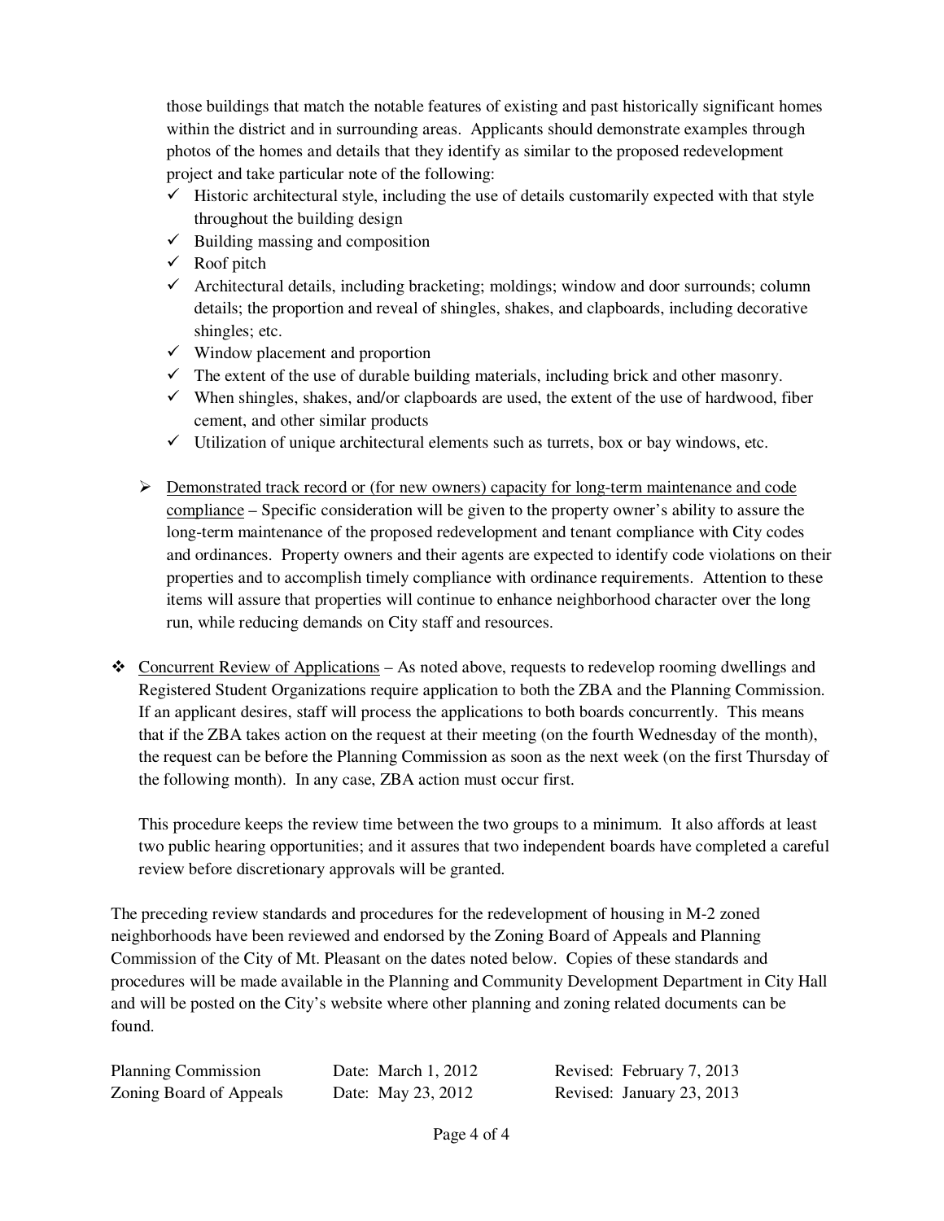those buildings that match the notable features of existing and past historically significant homes within the district and in surrounding areas. Applicants should demonstrate examples through photos of the homes and details that they identify as similar to the proposed redevelopment project and take particular note of the following:

- ✓ Historic architectural style, including the use of details customarily expected with that style throughout the building design
- ✓ Building massing and composition
- ✓ Roof pitch
- ✓ Architectural details, including bracketing; moldings; window and door surrounds; column details; the proportion and reveal of shingles, shakes, and clapboards, including decorative shingles; etc.
- ✓ Window placement and proportion
- ✓ The extent of the use of durable building materials, including brick and other masonry.
- ✓ When shingles, shakes, and/or clapboards are used, the extent of the use of hardwood, fiber cement, and other similar products
- ✓ Utilization of unique architectural elements such as turrets, box or bay windows, etc.

- ➢ <u>Demonstrated track record or (for new owners) capacity for long-term maintenance and code compliance</u> – Specific consideration will be given to the property owner's ability to assure the long-term maintenance of the proposed redevelopment and tenant compliance with City codes and ordinances. Property owners and their agents are expected to identify code violations on their properties and to accomplish timely compliance with ordinance requirements. Attention to these items will assure that properties will continue to enhance neighborhood character over the long run, while reducing demands on City staff and resources.

- ❖ <u>Concurrent Review of Applications</u> – As noted above, requests to redevelop rooming dwellings and Registered Student Organizations require application to both the ZBA and the Planning Commission. If an applicant desires, staff will process the applications to both boards concurrently. This means that if the ZBA takes action on the request at their meeting (on the fourth Wednesday of the month), the request can be before the Planning Commission as soon as the next week (on the first Thursday of the following month). In any case, ZBA action must occur first.

  This procedure keeps the review time between the two groups to a minimum. It also affords at least two public hearing opportunities; and it assures that two independent boards have completed a careful review before discretionary approvals will be granted.

The preceding review standards and procedures for the redevelopment of housing in M-2 zoned neighborhoods have been reviewed and endorsed by the Zoning Board of Appeals and Planning Commission of the City of Mt. Pleasant on the dates noted below. Copies of these standards and procedures will be made available in the Planning and Community Development Department in City Hall and will be posted on the City's website where other planning and zoning related documents can be found.

| | | |
|---|---|---|
| Planning Commission | Date: March 1, 2012 | Revised: February 7, 2013 |
| Zoning Board of Appeals | Date: May 23, 2012 | Revised: January 23, 2013 |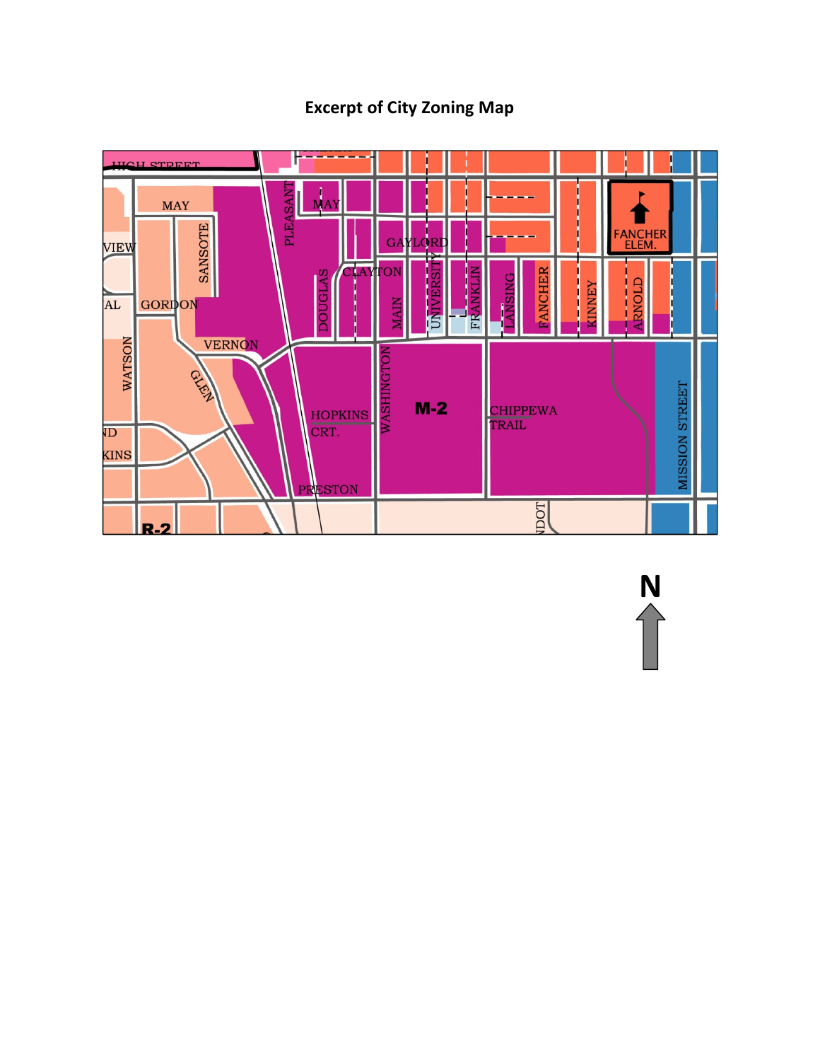# Excerpt of City Zoning Map

HIGH STREET
MAY
VIEW
SANSOTE
PLEASANT
MAY
GAYLORD
CLAYTON
DOUGLAS
MAIN
UNIVERSITY
FRANKLIN
LANSING
FANCHER
KINNEY
ARNOLD
FANCHER ELEM.
AL
GORDON
VERNON
WATSON
GLEN
WASHINGTON
M-2
CHIPPEWA TRAIL
HOPKINS CRT.
MISSION STREET
ND
KINS
PRESTON
R-2
NDOT
N